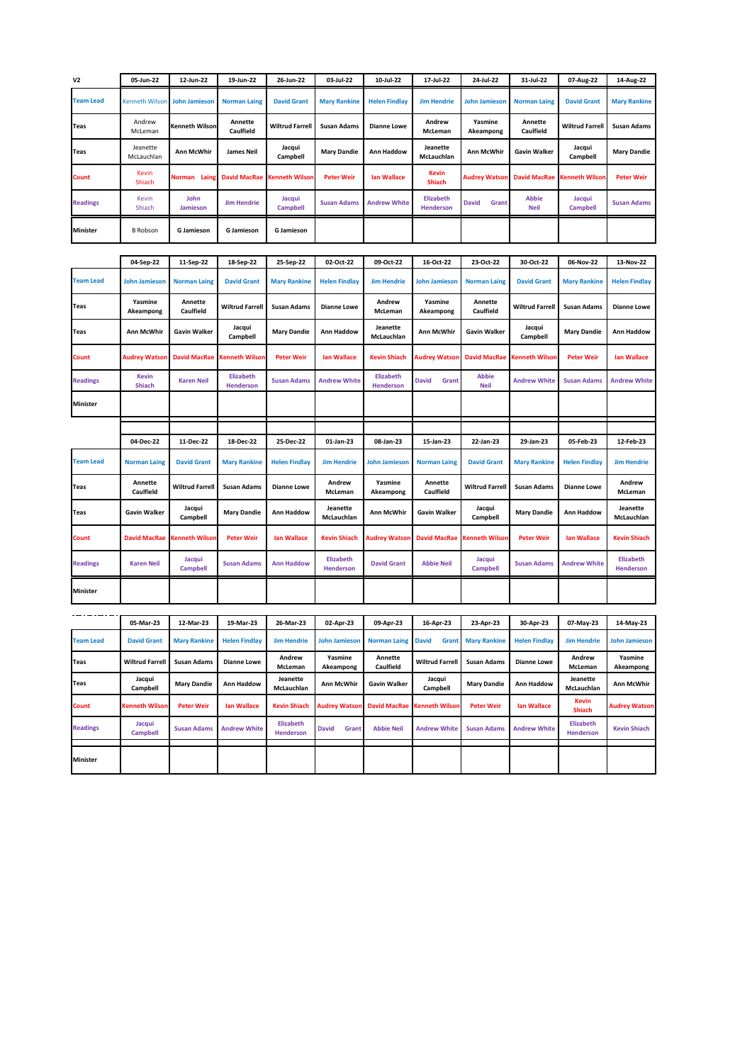| V2 | 05-Jun-22 | 12-Jun-22 | 19-Jun-22 | 26-Jun-22 | 03-Jul-22 | 10-Jul-22 | 17-Jul-22 | 24-Jul-22 | 31-Jul-22 | 07-Aug-22 | 14-Aug-22 |
|---|---|---|---|---|---|---|---|---|---|---|---|
| Team Lead | Kenneth Wilson | John Jamieson | Norman Laing | David Grant | Mary Rankine | Helen Findlay | Jim Hendrie | John Jamieson | Norman Laing | David Grant | Mary Rankine |
| Teas | Andrew McLeman | Kenneth Wilson | Annette Caulfield | Wiltrud Farrell | Susan Adams | Dianne Lowe | Andrew McLeman | Yasmine Akeampong | Annette Caulfield | Wiltrud Farrell | Susan Adams |
| Teas | Jeanette McLauchlan | Ann McWhir | James Neil | Jacqui Campbell | Mary Dandie | Ann Haddow | Jeanette McLauchlan | Ann McWhir | Gavin Walker | Jacqui Campbell | Mary Dandie |
| Count | Kevin Shiach | Norman Laing | David MacRae | Kenneth Wilson | Peter Weir | Ian Wallace | Kevin Shiach | Audrey Watson | David MacRae | Kenneth Wilson | Peter Weir |
| Readings | Kevin Shiach | John Jamieson | Jim Hendrie | Jacqui Campbell | Susan Adams | Andrew White | Elizabeth Henderson | David Grant | Abbie Neil | Jacqui Campbell | Susan Adams |
| Minister | B Robson | G Jamieson | G Jamieson | G Jamieson | | | | | | | |

| | 04-Sep-22 | 11-Sep-22 | 18-Sep-22 | 25-Sep-22 | 02-Oct-22 | 09-Oct-22 | 16-Oct-22 | 23-Oct-22 | 30-Oct-22 | 06-Nov-22 | 13-Nov-22 |
|---|---|---|---|---|---|---|---|---|---|---|---|
| Team Lead | John Jamieson | Norman Laing | David Grant | Mary Rankine | Helen Findlay | Jim Hendrie | John Jamieson | Norman Laing | David Grant | Mary Rankine | Helen Findlay |
| Teas | Yasmine Akeampong | Annette Caulfield | Wiltrud Farrell | Susan Adams | Dianne Lowe | Andrew McLeman | Yasmine Akeampong | Annette Caulfield | Wiltrud Farrell | Susan Adams | Dianne Lowe |
| Teas | Ann McWhir | Gavin Walker | Jacqui Campbell | Mary Dandie | Ann Haddow | Jeanette McLauchlan | Ann McWhir | Gavin Walker | Jacqui Campbell | Mary Dandie | Ann Haddow |
| Count | Audrey Watson | David MacRae | Kenneth Wilson | Peter Weir | Ian Wallace | Kevin Shiach | Audrey Watson | David MacRae | Kenneth Wilson | Peter Weir | Ian Wallace |
| Readings | Kevin Shiach | Karen Neil | Elizabeth Henderson | Susan Adams | Andrew White | Elizabeth Henderson | David Grant | Abbie Neil | Andrew White | Susan Adams | Andrew White |
| Minister | | | | | | | | | | | |

| | 04-Dec-22 | 11-Dec-22 | 18-Dec-22 | 25-Dec-22 | 01-Jan-23 | 08-Jan-23 | 15-Jan-23 | 22-Jan-23 | 29-Jan-23 | 05-Feb-23 | 12-Feb-23 |
|---|---|---|---|---|---|---|---|---|---|---|---|
| Team Lead | Norman Laing | David Grant | Mary Rankine | Helen Findlay | Jim Hendrie | John Jamieson | Norman Laing | David Grant | Mary Rankine | Helen Findlay | Jim Hendrie |
| Teas | Annette Caulfield | Wiltrud Farrell | Susan Adams | Dianne Lowe | Andrew McLeman | Yasmine Akeampong | Annette Caulfield | Wiltrud Farrell | Susan Adams | Dianne Lowe | Andrew McLeman |
| Teas | Gavin Walker | Jacqui Campbell | Mary Dandie | Ann Haddow | Jeanette McLauchlan | Ann McWhir | Gavin Walker | Jacqui Campbell | Mary Dandie | Ann Haddow | Jeanette McLauchlan |
| Count | David MacRae | Kenneth Wilson | Peter Weir | Ian Wallace | Kevin Shiach | Audrey Watson | David MacRae | Kenneth Wilson | Peter Weir | Ian Wallace | Kevin Shiach |
| Readings | Karen Neil | Jacqui Campbell | Susan Adams | Ann Haddow | Elizabeth Henderson | David Grant | Abbie Neil | Jacqui Campbell | Susan Adams | Andrew White | Elizabeth Henderson |
| Minister | | | | | | | | | | | |

| | 05-Mar-23 | 12-Mar-23 | 19-Mar-23 | 26-Mar-23 | 02-Apr-23 | 09-Apr-23 | 16-Apr-23 | 23-Apr-23 | 30-Apr-23 | 07-May-23 | 14-May-23 |
|---|---|---|---|---|---|---|---|---|---|---|---|
| Team Lead | David Grant | Mary Rankine | Helen Findlay | Jim Hendrie | John Jamieson | Norman Laing | David Grant | Mary Rankine | Helen Findlay | Jim Hendrie | John Jamieson |
| Teas | Wiltrud Farrell | Susan Adams | Dianne Lowe | Andrew McLeman | Yasmine Akeampong | Annette Caulfield | Wiltrud Farrell | Susan Adams | Dianne Lowe | Andrew McLeman | Yasmine Akeampong |
| Teas | Jacqui Campbell | Mary Dandie | Ann Haddow | Jeanette McLauchlan | Ann McWhir | Gavin Walker | Jacqui Campbell | Mary Dandie | Ann Haddow | Jeanette McLauchlan | Ann McWhir |
| Count | Kenneth Wilson | Peter Weir | Ian Wallace | Kevin Shiach | Audrey Watson | David MacRae | Kenneth Wilson | Peter Weir | Ian Wallace | Kevin Shiach | Audrey Watson |
| Readings | Jacqui Campbell | Susan Adams | Andrew White | Elizabeth Henderson | David Grant | Abbie Neil | Andrew White | Susan Adams | Andrew White | Elizabeth Henderson | Kevin Shiach |
| Minister | | | | | | | | | | | |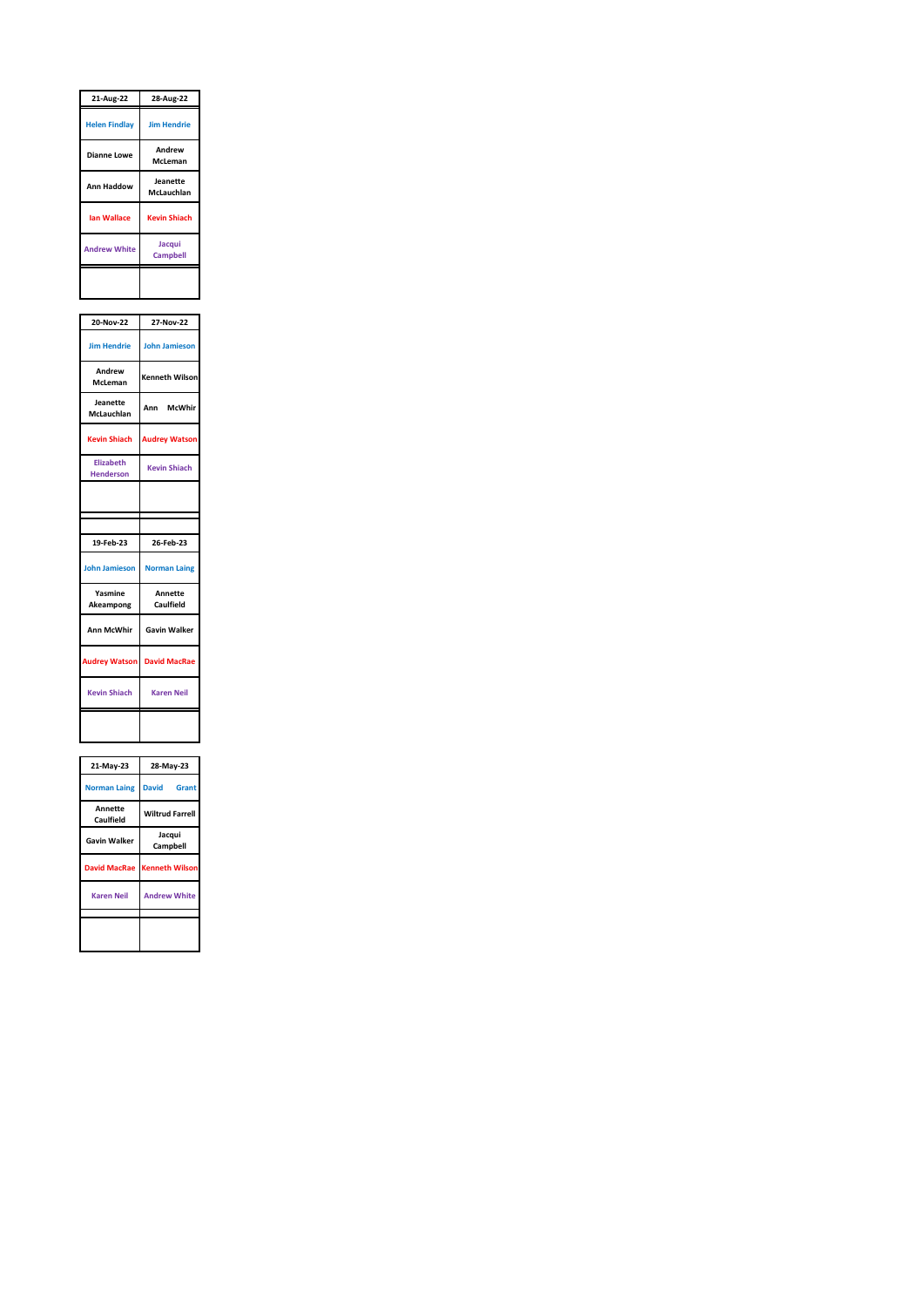| 21-Aug-22 | 28-Aug-22 |
|---|---|
| Helen Findlay | Jim Hendrie |
| Dianne Lowe | Andrew McLeman |
| Ann Haddow | Jeanette McLauchlan |
| Ian Wallace | Kevin Shiach |
| Andrew White | Jacqui Campbell |
| | |

| 20-Nov-22 | 27-Nov-22 |
|---|---|
| Jim Hendrie | John Jamieson |
| Andrew McLeman | Kenneth Wilson |
| Jeanette McLauchlan | Ann McWhir |
| Kevin Shiach | Audrey Watson |
| Elizabeth Henderson | Kevin Shiach |
| | |

| 19-Feb-23 | 26-Feb-23 |
|---|---|
| John Jamieson | Norman Laing |
| Yasmine Akeampong | Annette Caulfield |
| Ann McWhir | Gavin Walker |
| Audrey Watson | David MacRae |
| Kevin Shiach | Karen Neil |
| | |

| 21-May-23 | 28-May-23 |
|---|---|
| Norman Laing | David Grant |
| Annette Caulfield | Wiltrud Farrell |
| Gavin Walker | Jacqui Campbell |
| David MacRae | Kenneth Wilson |
| Karen Neil | Andrew White |
| | |